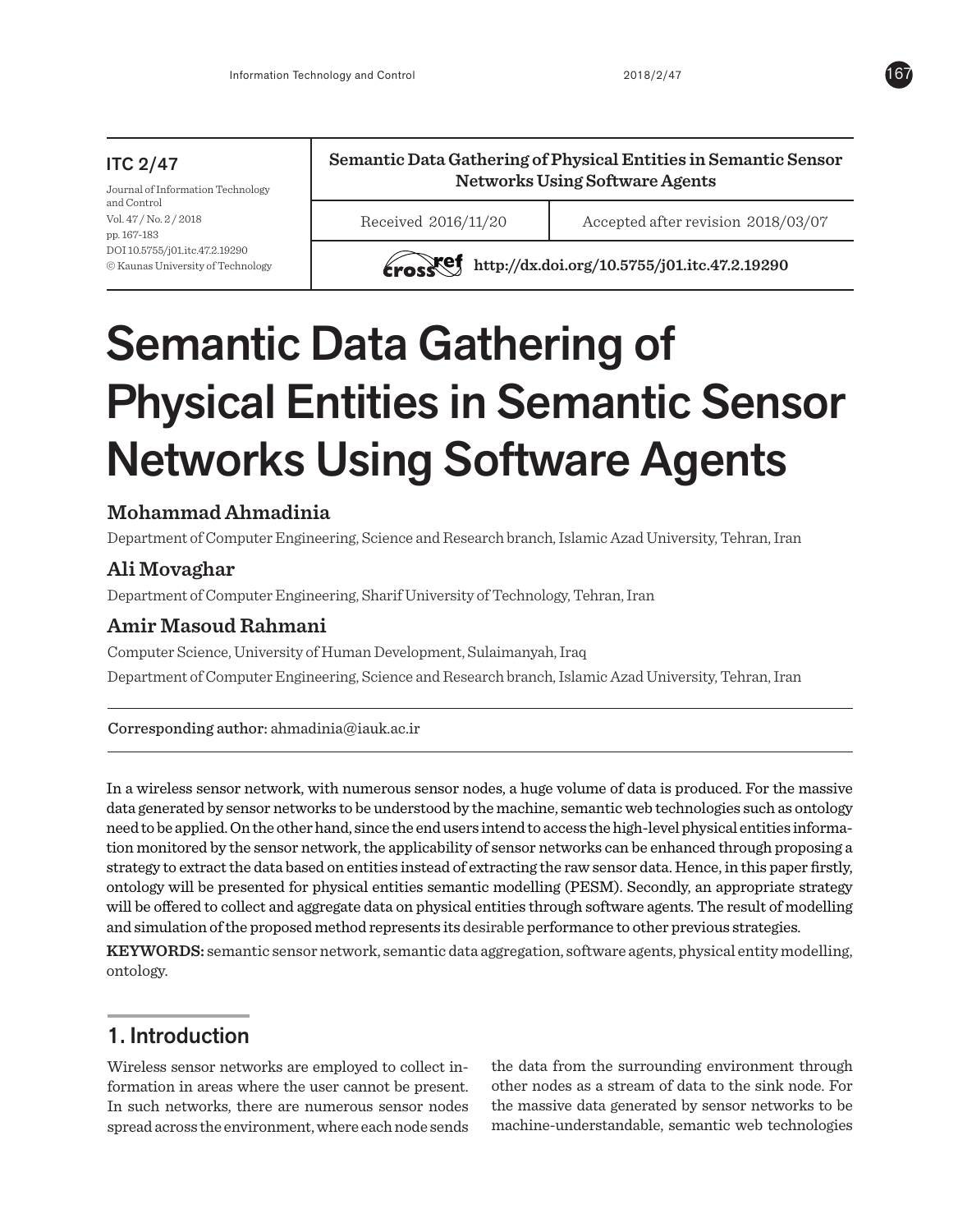ITC 2/47

Journal of Information Technology and Control
Vol. 47 / No. 2 / 2018
pp. 167-183
DOI 10.5755/j01.itc.47.2.19290
© Kaunas University of Technology

**Semantic Data Gathering of Physical Entities in Semantic Sensor Networks Using Software Agents**

Received 2016/11/20 | Accepted after revision 2018/03/07

http://dx.doi.org/10.5755/j01.itc.47.2.19290

# Semantic Data Gathering of Physical Entities in Semantic Sensor Networks Using Software Agents

### Mohammad Ahmadinia

Department of Computer Engineering, Science and Research branch, Islamic Azad University, Tehran, Iran

### Ali Movaghar

Department of Computer Engineering, Sharif University of Technology, Tehran, Iran

### Amir Masoud Rahmani

Computer Science, University of Human Development, Sulaimanyah, Iraq

Department of Computer Engineering, Science and Research branch, Islamic Azad University, Tehran, Iran

**Corresponding author:** ahmadinia@iauk.ac.ir

In a wireless sensor network, with numerous sensor nodes, a huge volume of data is produced. For the massive data generated by sensor networks to be understood by the machine, semantic web technologies such as ontology need to be applied. On the other hand, since the end users intend to access the high-level physical entities information monitored by the sensor network, the applicability of sensor networks can be enhanced through proposing a strategy to extract the data based on entities instead of extracting the raw sensor data. Hence, in this paper firstly, ontology will be presented for physical entities semantic modelling (PESM). Secondly, an appropriate strategy will be offered to collect and aggregate data on physical entities through software agents. The result of modelling and simulation of the proposed method represents its desirable performance to other previous strategies.

**KEYWORDS:** semantic sensor network, semantic data aggregation, software agents, physical entity modelling, ontology.

## 1. Introduction

Wireless sensor networks are employed to collect information in areas where the user cannot be present. In such networks, there are numerous sensor nodes spread across the environment, where each node sends the data from the surrounding environment through other nodes as a stream of data to the sink node. For the massive data generated by sensor networks to be machine-understandable, semantic web technologies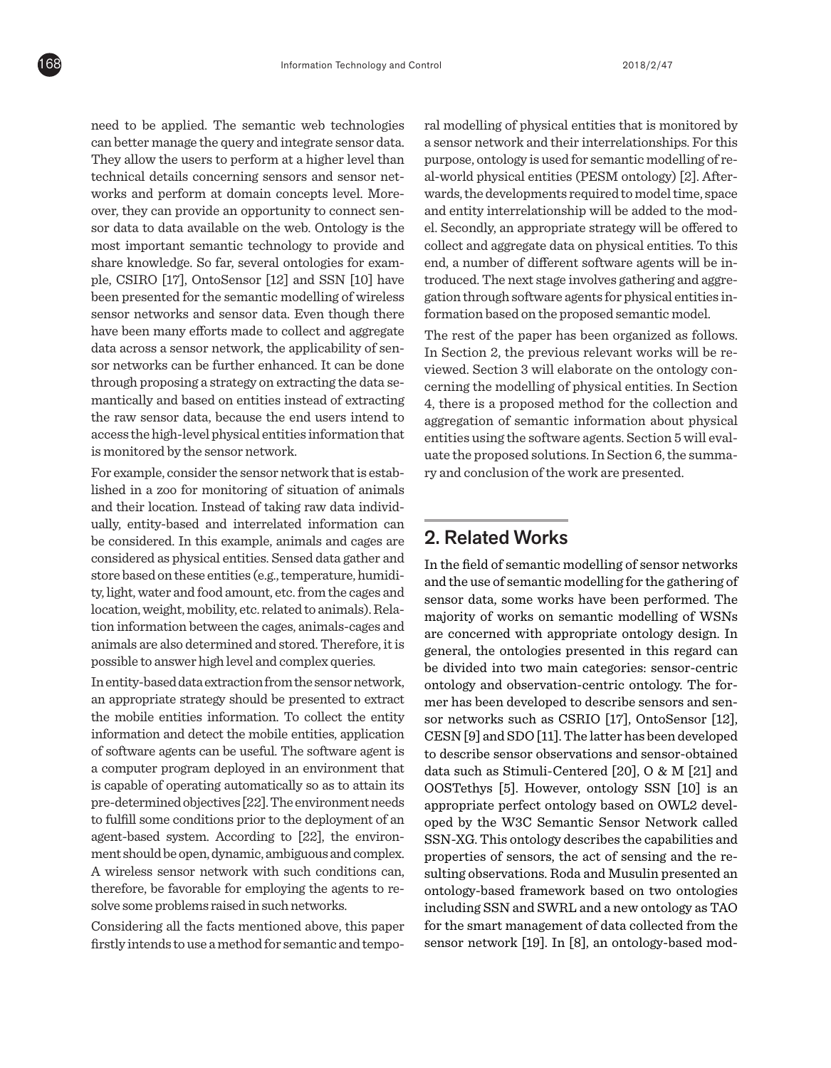need to be applied. The semantic web technologies can better manage the query and integrate sensor data. They allow the users to perform at a higher level than technical details concerning sensors and sensor networks and perform at domain concepts level. Moreover, they can provide an opportunity to connect sensor data to data available on the web. Ontology is the most important semantic technology to provide and share knowledge. So far, several ontologies for example, CSIRO [17], OntoSensor [12] and SSN [10] have been presented for the semantic modelling of wireless sensor networks and sensor data. Even though there have been many efforts made to collect and aggregate data across a sensor network, the applicability of sensor networks can be further enhanced. It can be done through proposing a strategy on extracting the data semantically and based on entities instead of extracting the raw sensor data, because the end users intend to access the high-level physical entities information that is monitored by the sensor network.

For example, consider the sensor network that is established in a zoo for monitoring of situation of animals and their location. Instead of taking raw data individually, entity-based and interrelated information can be considered. In this example, animals and cages are considered as physical entities. Sensed data gather and store based on these entities (e.g., temperature, humidity, light, water and food amount, etc. from the cages and location, weight, mobility, etc. related to animals). Relation information between the cages, animals-cages and animals are also determined and stored. Therefore, it is possible to answer high level and complex queries.

In entity-based data extraction from the sensor network, an appropriate strategy should be presented to extract the mobile entities information. To collect the entity information and detect the mobile entities, application of software agents can be useful. The software agent is a computer program deployed in an environment that is capable of operating automatically so as to attain its pre-determined objectives [22]. The environment needs to fulfill some conditions prior to the deployment of an agent-based system. According to [22], the environment should be open, dynamic, ambiguous and complex. A wireless sensor network with such conditions can, therefore, be favorable for employing the agents to resolve some problems raised in such networks.

Considering all the facts mentioned above, this paper firstly intends to use a method for semantic and temporal modelling of physical entities that is monitored by a sensor network and their interrelationships. For this purpose, ontology is used for semantic modelling of real-world physical entities (PESM ontology) [2]. Afterwards, the developments required to model time, space and entity interrelationship will be added to the model. Secondly, an appropriate strategy will be offered to collect and aggregate data on physical entities. To this end, a number of different software agents will be introduced. The next stage involves gathering and aggregation through software agents for physical entities information based on the proposed semantic model.

The rest of the paper has been organized as follows. In Section 2, the previous relevant works will be reviewed. Section 3 will elaborate on the ontology concerning the modelling of physical entities. In Section 4, there is a proposed method for the collection and aggregation of semantic information about physical entities using the software agents. Section 5 will evaluate the proposed solutions. In Section 6, the summary and conclusion of the work are presented.

## 2. Related Works

In the field of semantic modelling of sensor networks and the use of semantic modelling for the gathering of sensor data, some works have been performed. The majority of works on semantic modelling of WSNs are concerned with appropriate ontology design. In general, the ontologies presented in this regard can be divided into two main categories: sensor-centric ontology and observation-centric ontology. The former has been developed to describe sensors and sensor networks such as CSRIO [17], OntoSensor [12], CESN [9] and SDO [11]. The latter has been developed to describe sensor observations and sensor-obtained data such as Stimuli-Centered [20], O & M [21] and OOSTethys [5]. However, ontology SSN [10] is an appropriate perfect ontology based on OWL2 developed by the W3C Semantic Sensor Network called SSN-XG. This ontology describes the capabilities and properties of sensors, the act of sensing and the resulting observations. Roda and Musulin presented an ontology-based framework based on two ontologies including SSN and SWRL and a new ontology as TAO for the smart management of data collected from the sensor network [19]. In [8], an ontology-based mod-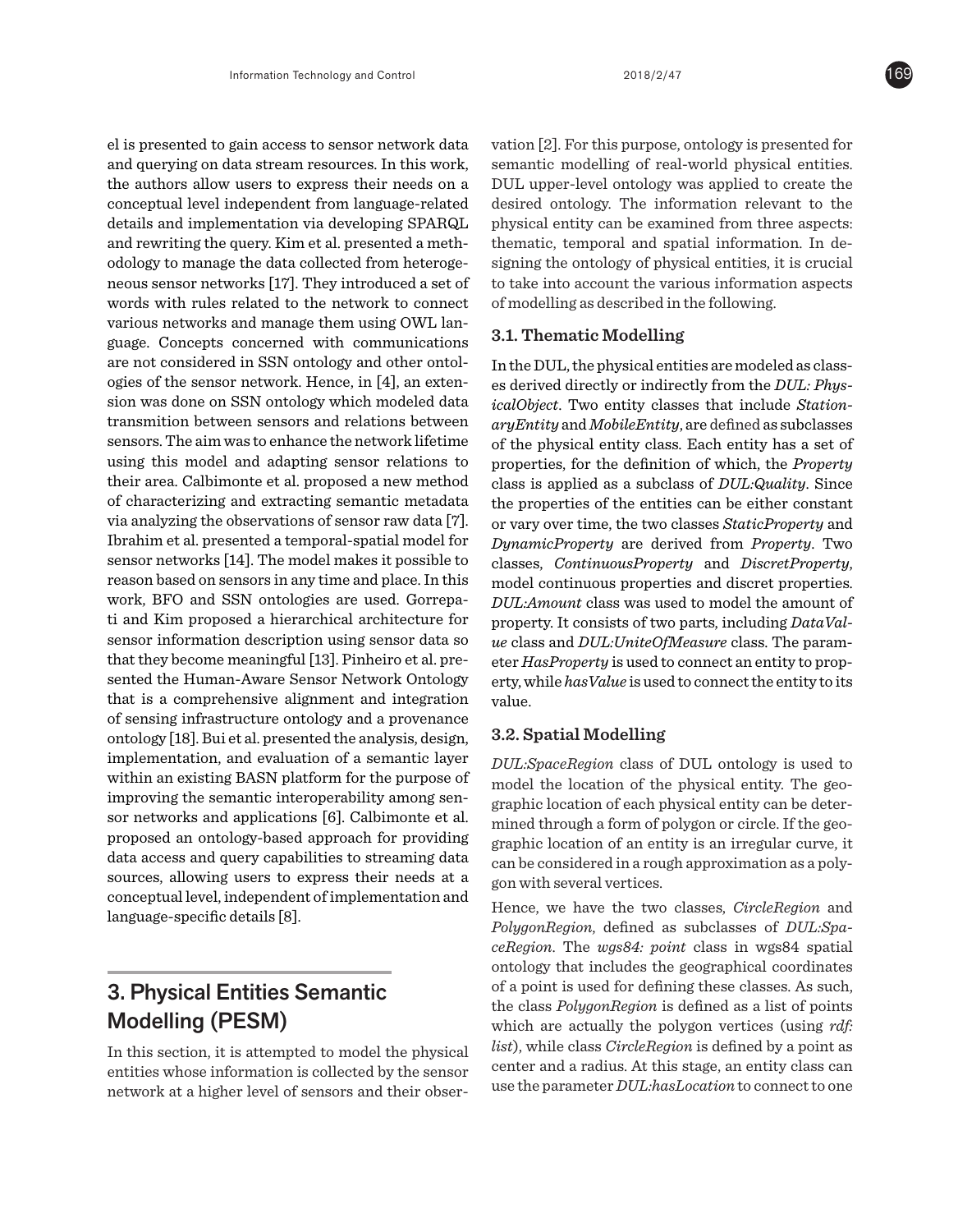el is presented to gain access to sensor network data and querying on data stream resources. In this work, the authors allow users to express their needs on a conceptual level independent from language-related details and implementation via developing SPARQL and rewriting the query. Kim et al. presented a methodology to manage the data collected from heterogeneous sensor networks [17]. They introduced a set of words with rules related to the network to connect various networks and manage them using OWL language. Concepts concerned with communications are not considered in SSN ontology and other ontologies of the sensor network. Hence, in [4], an extension was done on SSN ontology which modeled data transmition between sensors and relations between sensors. The aim was to enhance the network lifetime using this model and adapting sensor relations to their area. Calbimonte et al. proposed a new method of characterizing and extracting semantic metadata via analyzing the observations of sensor raw data [7]. Ibrahim et al. presented a temporal-spatial model for sensor networks [14]. The model makes it possible to reason based on sensors in any time and place. In this work, BFO and SSN ontologies are used. Gorrepati and Kim proposed a hierarchical architecture for sensor information description using sensor data so that they become meaningful [13]. Pinheiro et al. presented the Human-Aware Sensor Network Ontology that is a comprehensive alignment and integration of sensing infrastructure ontology and a provenance ontology [18]. Bui et al. presented the analysis, design, implementation, and evaluation of a semantic layer within an existing BASN platform for the purpose of improving the semantic interoperability among sensor networks and applications [6]. Calbimonte et al. proposed an ontology-based approach for providing data access and query capabilities to streaming data sources, allowing users to express their needs at a conceptual level, independent of implementation and language-specific details [8].

## 3. Physical Entities Semantic Modelling (PESM)

In this section, it is attempted to model the physical entities whose information is collected by the sensor network at a higher level of sensors and their observation [2]. For this purpose, ontology is presented for semantic modelling of real-world physical entities. DUL upper-level ontology was applied to create the desired ontology. The information relevant to the physical entity can be examined from three aspects: thematic, temporal and spatial information. In designing the ontology of physical entities, it is crucial to take into account the various information aspects of modelling as described in the following.

### 3.1. Thematic Modelling

In the DUL, the physical entities are modeled as classes derived directly or indirectly from the *DUL: PhysicalObject*. Two entity classes that include *StationaryEntity* and *MobileEntity*, are defined as subclasses of the physical entity class. Each entity has a set of properties, for the definition of which, the *Property* class is applied as a subclass of *DUL:Quality*. Since the properties of the entities can be either constant or vary over time, the two classes *StaticProperty* and *DynamicProperty* are derived from *Property*. Two classes, *ContinuousProperty* and *DiscretProperty*, model continuous properties and discret properties. *DUL:Amount* class was used to model the amount of property. It consists of two parts, including *DataValue* class and *DUL:UniteOfMeasure* class. The parameter *HasProperty* is used to connect an entity to property, while *hasValue* is used to connect the entity to its value.

### 3.2. Spatial Modelling

*DUL:SpaceRegion* class of DUL ontology is used to model the location of the physical entity. The geographic location of each physical entity can be determined through a form of polygon or circle. If the geographic location of an entity is an irregular curve, it can be considered in a rough approximation as a polygon with several vertices.

Hence, we have the two classes, *CircleRegion* and *PolygonRegion*, defined as subclasses of *DUL:SpaceRegion*. The *wgs84: point* class in wgs84 spatial ontology that includes the geographical coordinates of a point is used for defining these classes. As such, the class *PolygonRegion* is defined as a list of points which are actually the polygon vertices (using *rdf: list*), while class *CircleRegion* is defined by a point as center and a radius. At this stage, an entity class can use the parameter *DUL:hasLocation* to connect to one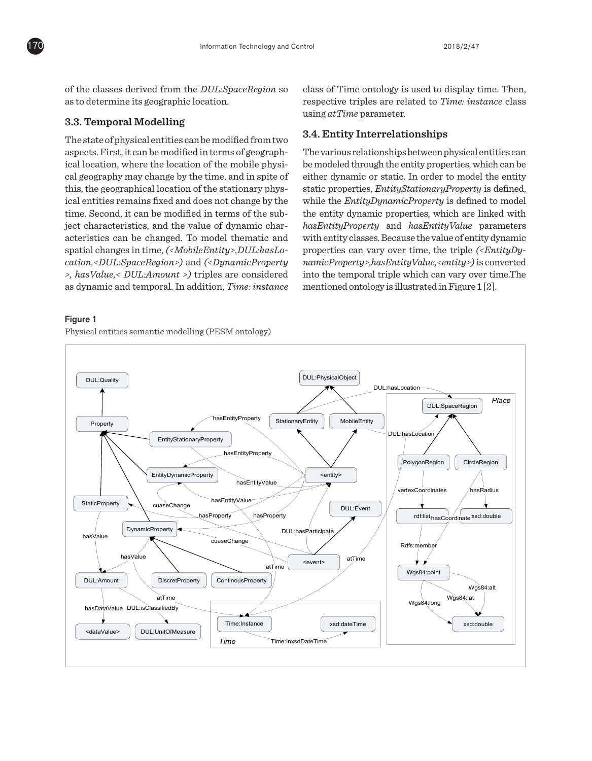of the classes derived from the *DUL:SpaceRegion* so as to determine its geographic location.

### 3.3. Temporal Modelling

The state of physical entities can be modified from two aspects. First, it can be modified in terms of geographical location, where the location of the mobile physical geography may change by the time, and in spite of this, the geographical location of the stationary physical entities remains fixed and does not change by the time. Second, it can be modified in terms of the subject characteristics, and the value of dynamic characteristics can be changed. To model thematic and spatial changes in time, *(<MobileEntity>,DUL:hasLocation,<DUL:SpaceRegion>)* and *(<DynamicProperty >, hasValue,< DUL:Amount >)* triples are considered as dynamic and temporal. In addition, *Time: instance* class of Time ontology is used to display time. Then, respective triples are related to *Time: instance* class using *atTime* parameter.

### 3.4. Entity Interrelationships

The various relationships between physical entities can be modeled through the entity properties, which can be either dynamic or static. In order to model the entity static properties, *EntityStationaryProperty* is defined, while the *EntityDynamicProperty* is defined to model the entity dynamic properties, which are linked with *hasEntityProperty* and *hasEntityValue* parameters with entity classes. Because the value of entity dynamic properties can vary over time, the triple *(<EntityDynamicProperty>,hasEntityValue,<entity>)* is converted into the temporal triple which can vary over time.The mentioned ontology is illustrated in Figure 1 [2].

**Figure 1**

Physical entities semantic modelling (PESM ontology)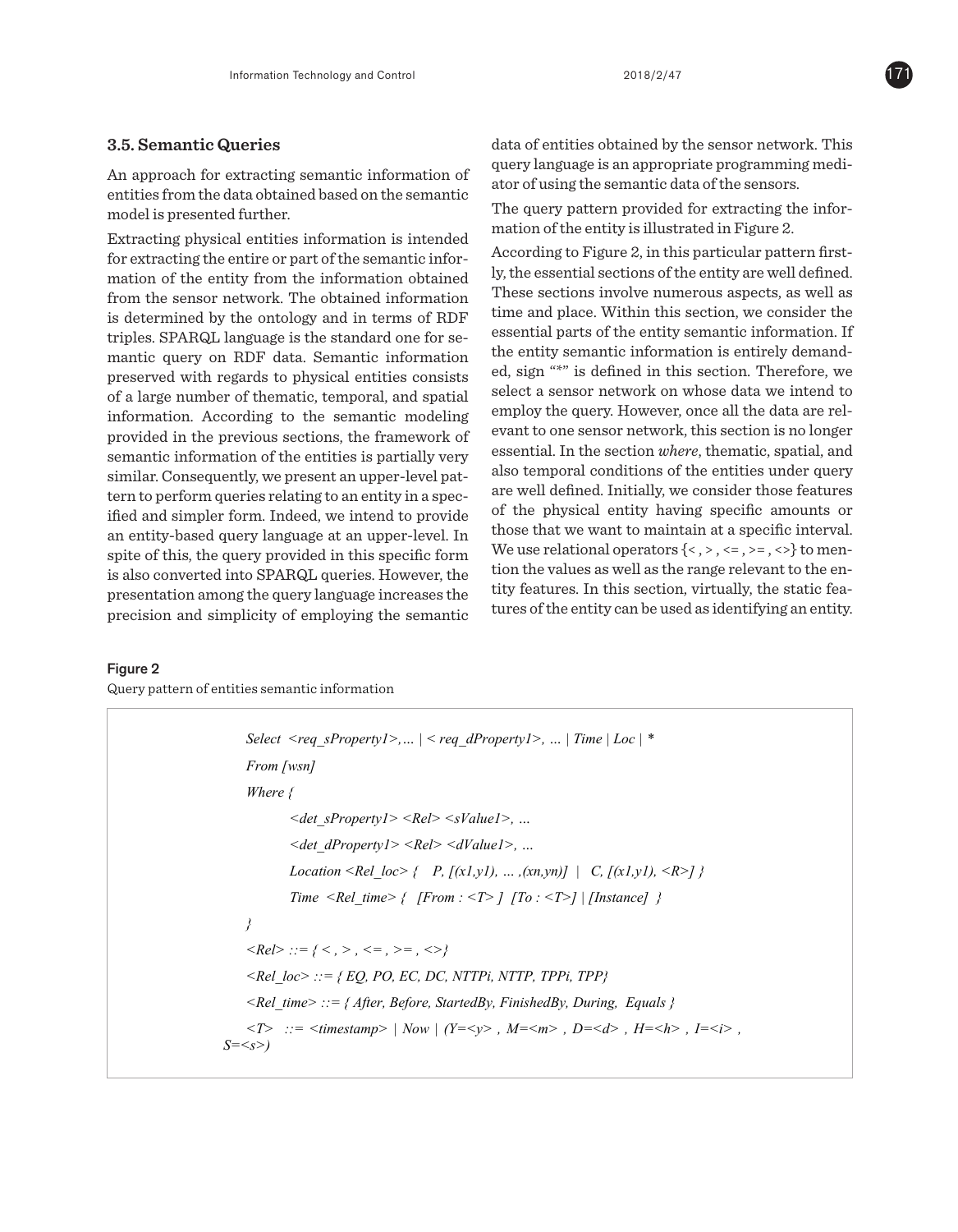### 3.5. Semantic Queries

An approach for extracting semantic information of entities from the data obtained based on the semantic model is presented further.

Extracting physical entities information is intended for extracting the entire or part of the semantic information of the entity from the information obtained from the sensor network. The obtained information is determined by the ontology and in terms of RDF triples. SPARQL language is the standard one for semantic query on RDF data. Semantic information preserved with regards to physical entities consists of a large number of thematic, temporal, and spatial information. According to the semantic modeling provided in the previous sections, the framework of semantic information of the entities is partially very similar. Consequently, we present an upper-level pattern to perform queries relating to an entity in a specified and simpler form. Indeed, we intend to provide an entity-based query language at an upper-level. In spite of this, the query provided in this specific form is also converted into SPARQL queries. However, the presentation among the query language increases the precision and simplicity of employing the semantic data of entities obtained by the sensor network. This query language is an appropriate programming mediator of using the semantic data of the sensors.

The query pattern provided for extracting the information of the entity is illustrated in Figure 2.

According to Figure 2, in this particular pattern firstly, the essential sections of the entity are well defined. These sections involve numerous aspects, as well as time and place. Within this section, we consider the essential parts of the entity semantic information. If the entity semantic information is entirely demanded, sign "*" is defined in this section. Therefore, we select a sensor network on whose data we intend to employ the query. However, once all the data are relevant to one sensor network, this section is no longer essential. In the section *where*, thematic, spatial, and also temporal conditions of the entities under query are well defined. Initially, we consider those features of the physical entity having specific amounts or those that we want to maintain at a specific interval. We use relational operators {< , > , <= , >= , <>} to mention the values as well as the range relevant to the entity features. In this section, virtually, the static features of the entity can be used as identifying an entity.

**Figure 2**

Query pattern of entities semantic information

```
Select <req_sProperty1>,… | < req_dProperty1>, … | Time | Loc | *
From [wsn]
Where {
        <det_sProperty1> <Rel> <sValue1>, …
        <det_dProperty1> <Rel> <dValue1>, …
        Location <Rel_loc> {   P, [(x1,y1), … ,(xn,yn)]  |  C, [(x1,y1), <R>] }
        Time  <Rel_time> {   [From : <T> ]  [To : <T>] | [Instance]  }
}
<Rel> ::= { < , > , <= , >= , <>}
<Rel_loc> ::= { EQ, PO, EC, DC, NTTPi, NTTP, TPPi, TPP}
<Rel_time> ::= { After, Before, StartedBy, FinishedBy, During,  Equals }
<T>   ::= <timestamp> | Now | (Y=<y> , M=<m> , D=<d> , H=<h> , I=<i> ,
S=<s>)
```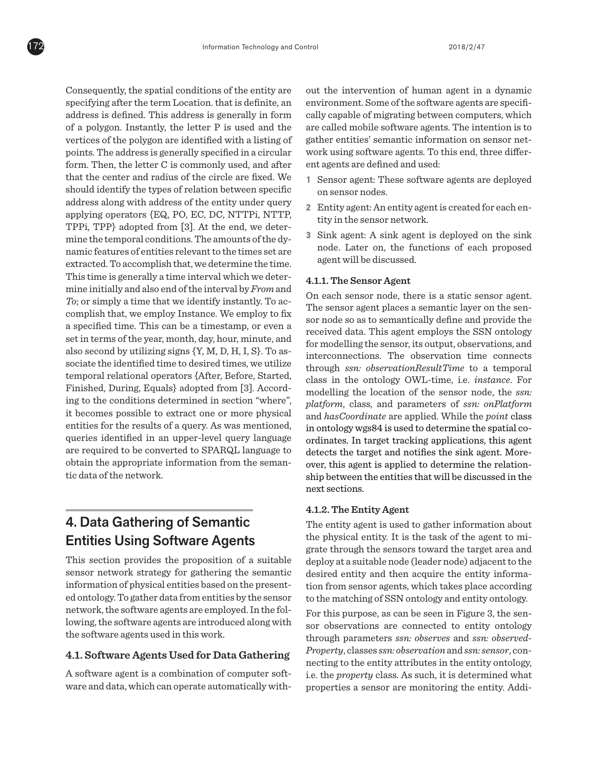Consequently, the spatial conditions of the entity are specifying after the term Location. that is definite, an address is defined. This address is generally in form of a polygon. Instantly, the letter P is used and the vertices of the polygon are identified with a listing of points. The address is generally specified in a circular form. Then, the letter C is commonly used, and after that the center and radius of the circle are fixed. We should identify the types of relation between specific address along with address of the entity under query applying operators {EQ, PO, EC, DC, NTTPi, NTTP, TPPi, TPP} adopted from [3]. At the end, we determine the temporal conditions. The amounts of the dynamic features of entities relevant to the times set are extracted. To accomplish that, we determine the time. This time is generally a time interval which we determine initially and also end of the interval by *From* and *To*; or simply a time that we identify instantly. To accomplish that, we employ Instance. We employ to fix a specified time. This can be a timestamp, or even a set in terms of the year, month, day, hour, minute, and also second by utilizing signs {Y, M, D, H, I, S}. To associate the identified time to desired times, we utilize temporal relational operators {After, Before, Started, Finished, During, Equals} adopted from [3]. According to the conditions determined in section "where", it becomes possible to extract one or more physical entities for the results of a query. As was mentioned, queries identified in an upper-level query language are required to be converted to SPARQL language to obtain the appropriate information from the semantic data of the network.

## 4. Data Gathering of Semantic Entities Using Software Agents

This section provides the proposition of a suitable sensor network strategy for gathering the semantic information of physical entities based on the presented ontology. To gather data from entities by the sensor network, the software agents are employed. In the following, the software agents are introduced along with the software agents used in this work.

### 4.1. Software Agents Used for Data Gathering

A software agent is a combination of computer software and data, which can operate automatically without the intervention of human agent in a dynamic environment. Some of the software agents are specifically capable of migrating between computers, which are called mobile software agents. The intention is to gather entities' semantic information on sensor network using software agents. To this end, three different agents are defined and used:

1. Sensor agent: These software agents are deployed on sensor nodes.
2. Entity agent: An entity agent is created for each entity in the sensor network.
3. Sink agent: A sink agent is deployed on the sink node. Later on, the functions of each proposed agent will be discussed.

#### 4.1.1. The Sensor Agent

On each sensor node, there is a static sensor agent. The sensor agent places a semantic layer on the sensor node so as to semantically define and provide the received data. This agent employs the SSN ontology for modelling the sensor, its output, observations, and interconnections. The observation time connects through *ssn: observationResultTime* to a temporal class in the ontology OWL-time, i.e. *instance*. For modelling the location of the sensor node, the *ssn: platform*, class, and parameters of *ssn: onPlatform* and *hasCoordinate* are applied. While the *point* class in ontology wgs84 is used to determine the spatial coordinates. In target tracking applications, this agent detects the target and notifies the sink agent. Moreover, this agent is applied to determine the relationship between the entities that will be discussed in the next sections.

#### 4.1.2. The Entity Agent

The entity agent is used to gather information about the physical entity. It is the task of the agent to migrate through the sensors toward the target area and deploy at a suitable node (leader node) adjacent to the desired entity and then acquire the entity information from sensor agents, which takes place according to the matching of SSN ontology and entity ontology.

For this purpose, as can be seen in Figure 3, the sensor observations are connected to entity ontology through parameters *ssn: observes* and *ssn: observedProperty*, classes *ssn: observation* and *ssn: sensor*, connecting to the entity attributes in the entity ontology, i.e. the *property* class. As such, it is determined what properties a sensor are monitoring the entity. Addi-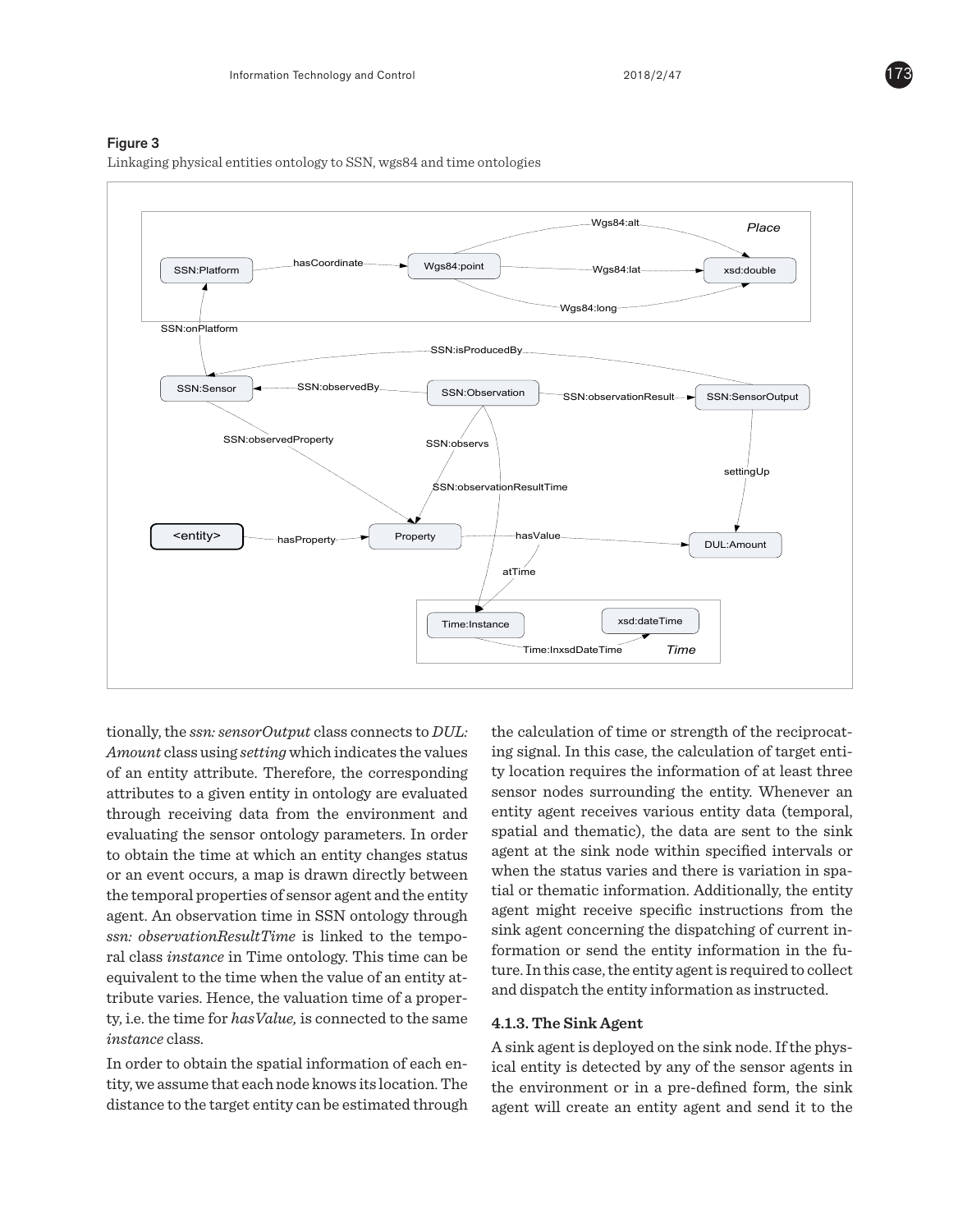**Figure 3**

Linkaging physical entities ontology to SSN, wgs84 and time ontologies

tionally, the *ssn: sensorOutput* class connects to *DUL: Amount* class using *setting* which indicates the values of an entity attribute. Therefore, the corresponding attributes to a given entity in ontology are evaluated through receiving data from the environment and evaluating the sensor ontology parameters. In order to obtain the time at which an entity changes status or an event occurs, a map is drawn directly between the temporal properties of sensor agent and the entity agent. An observation time in SSN ontology through *ssn: observationResultTime* is linked to the temporal class *instance* in Time ontology. This time can be equivalent to the time when the value of an entity attribute varies. Hence, the valuation time of a property, i.e. the time for *hasValue,* is connected to the same *instance* class.

In order to obtain the spatial information of each entity, we assume that each node knows its location. The distance to the target entity can be estimated through the calculation of time or strength of the reciprocating signal. In this case, the calculation of target entity location requires the information of at least three sensor nodes surrounding the entity. Whenever an entity agent receives various entity data (temporal, spatial and thematic), the data are sent to the sink agent at the sink node within specified intervals or when the status varies and there is variation in spatial or thematic information. Additionally, the entity agent might receive specific instructions from the sink agent concerning the dispatching of current information or send the entity information in the future. In this case, the entity agent is required to collect and dispatch the entity information as instructed.

#### 4.1.3. The Sink Agent

A sink agent is deployed on the sink node. If the physical entity is detected by any of the sensor agents in the environment or in a pre-defined form, the sink agent will create an entity agent and send it to the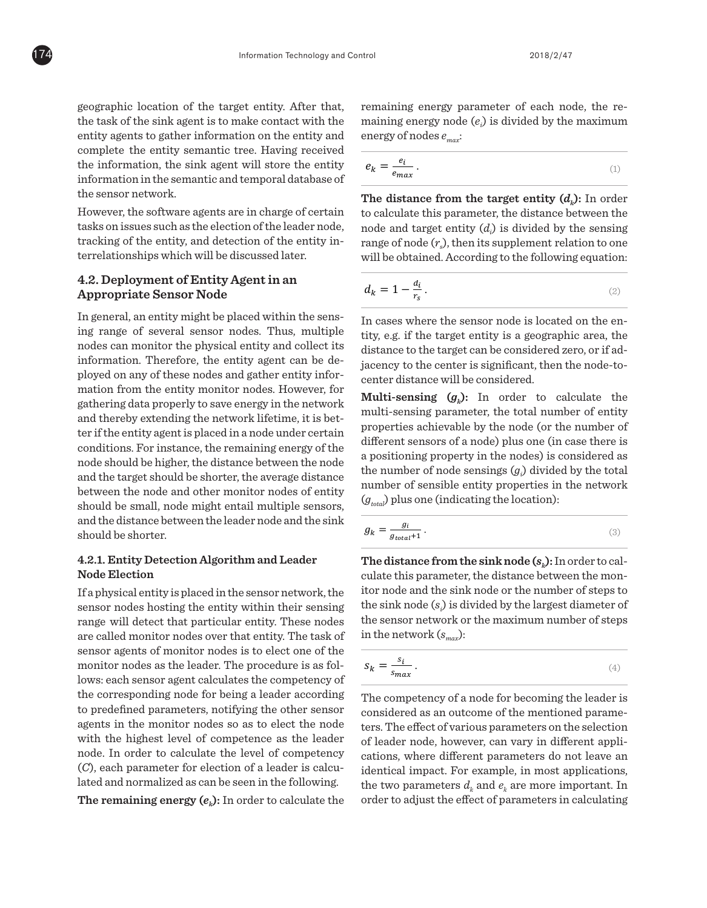geographic location of the target entity. After that, the task of the sink agent is to make contact with the entity agents to gather information on the entity and complete the entity semantic tree. Having received the information, the sink agent will store the entity information in the semantic and temporal database of the sensor network.

However, the software agents are in charge of certain tasks on issues such as the election of the leader node, tracking of the entity, and detection of the entity interrelationships which will be discussed later.

## 4.2. Deployment of Entity Agent in an Appropriate Sensor Node

In general, an entity might be placed within the sensing range of several sensor nodes. Thus, multiple nodes can monitor the physical entity and collect its information. Therefore, the entity agent can be deployed on any of these nodes and gather entity information from the entity monitor nodes. However, for gathering data properly to save energy in the network and thereby extending the network lifetime, it is better if the entity agent is placed in a node under certain conditions. For instance, the remaining energy of the node should be higher, the distance between the node and the target should be shorter, the average distance between the node and other monitor nodes of entity should be small, node might entail multiple sensors, and the distance between the leader node and the sink should be shorter.

### 4.2.1. Entity Detection Algorithm and Leader Node Election

If a physical entity is placed in the sensor network, the sensor nodes hosting the entity within their sensing range will detect that particular entity. These nodes are called monitor nodes over that entity. The task of sensor agents of monitor nodes is to elect one of the monitor nodes as the leader. The procedure is as follows: each sensor agent calculates the competency of the corresponding node for being a leader according to predefined parameters, notifying the other sensor agents in the monitor nodes so as to elect the node with the highest level of competence as the leader node. In order to calculate the level of competency ($C$), each parameter for election of a leader is calculated and normalized as can be seen in the following.

**The remaining energy ($e_k$):** In order to calculate the remaining energy parameter of each node, the remaining energy node ($e_i$) is divided by the maximum energy of nodes $e_{max}$:

$$e_k = \frac{e_i}{e_{max}} \,. \tag{1}$$

**The distance from the target entity ($d_k$):** In order to calculate this parameter, the distance between the node and target entity ($d_i$) is divided by the sensing range of node ($r_s$), then its supplement relation to one will be obtained. According to the following equation:

$$d_k = 1 - \frac{d_i}{r_s} \,. \tag{2}$$

In cases where the sensor node is located on the entity, e.g. if the target entity is a geographic area, the distance to the target can be considered zero, or if adjacency to the center is significant, then the node-to-center distance will be considered.

**Multi-sensing ($g_k$):** In order to calculate the multi-sensing parameter, the total number of entity properties achievable by the node (or the number of different sensors of a node) plus one (in case there is a positioning property in the nodes) is considered as the number of node sensings ($g_i$) divided by the total number of sensible entity properties in the network ($g_{total}$) plus one (indicating the location):

$$g_k = \frac{g_i}{g_{total}+1} \,. \tag{3}$$

**The distance from the sink node ($s_k$):** In order to calculate this parameter, the distance between the monitor node and the sink node or the number of steps to the sink node ($s_i$) is divided by the largest diameter of the sensor network or the maximum number of steps in the network ($s_{max}$):

$$s_k = \frac{s_i}{s_{max}} \,. \tag{4}$$

The competency of a node for becoming the leader is considered as an outcome of the mentioned parameters. The effect of various parameters on the selection of leader node, however, can vary in different applications, where different parameters do not leave an identical impact. For example, in most applications, the two parameters $d_k$ and $e_k$ are more important. In order to adjust the effect of parameters in calculating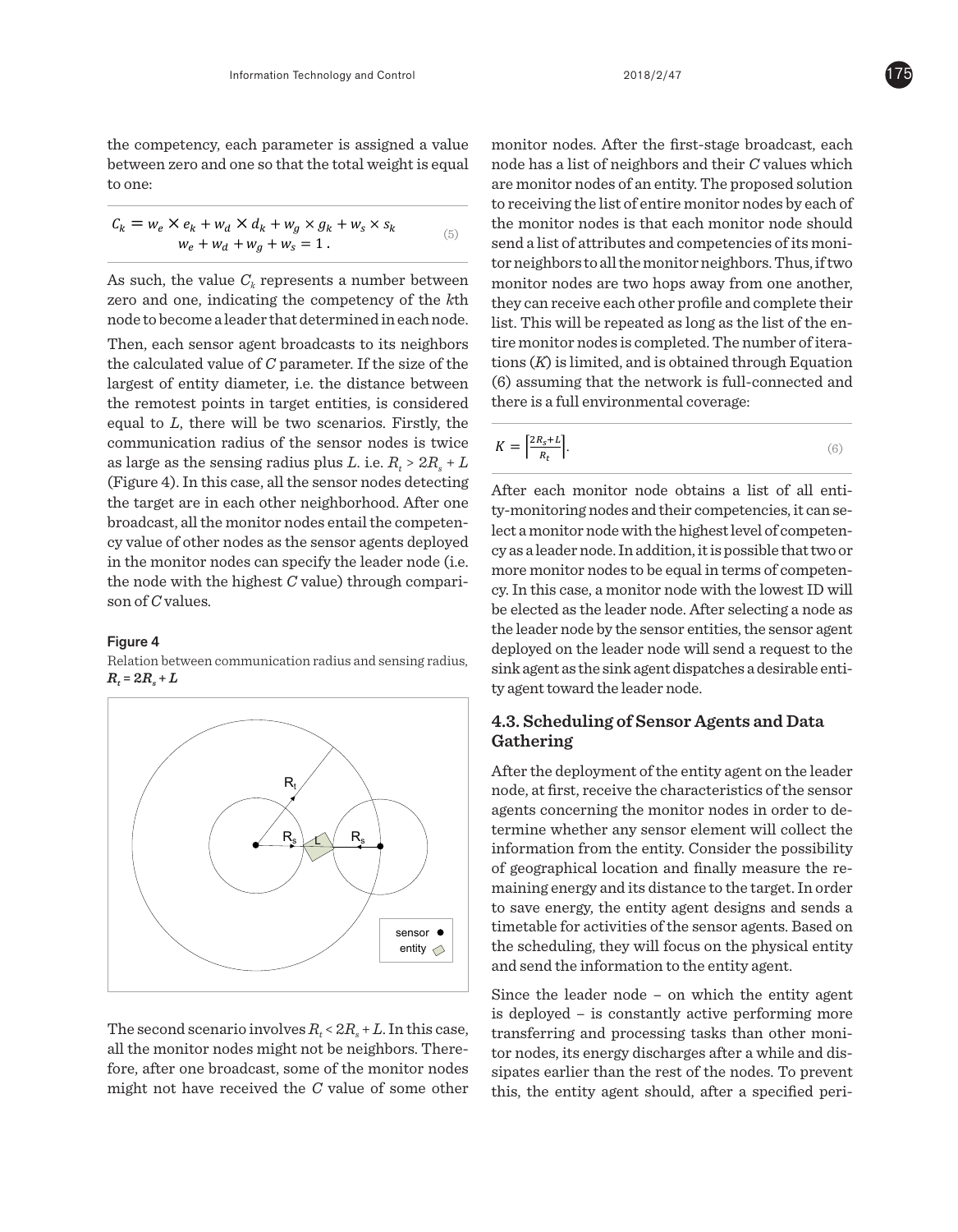the competency, each parameter is assigned a value between zero and one so that the total weight is equal to one:

$$C_k = w_e \times e_k + w_d \times d_k + w_g \times g_k + w_s \times s_k$$
$$w_e + w_d + w_g + w_s = 1\,. \tag{5}$$

As such, the value $C_k$ represents a number between zero and one, indicating the competency of the $k$th node to become a leader that determined in each node.

Then, each sensor agent broadcasts to its neighbors the calculated value of $C$ parameter. If the size of the largest of entity diameter, i.e. the distance between the remotest points in target entities, is considered equal to $L$, there will be two scenarios. Firstly, the communication radius of the sensor nodes is twice as large as the sensing radius plus $L$. i.e. $R_t > 2R_s + L$ (Figure 4). In this case, all the sensor nodes detecting the target are in each other neighborhood. After one broadcast, all the monitor nodes entail the competency value of other nodes as the sensor agents deployed in the monitor nodes can specify the leader node (i.e. the node with the highest $C$ value) through comparison of $C$ values.

**Figure 4**

Relation between communication radius and sensing radius, $R_t = 2R_s + L$

The second scenario involves $R_t < 2R_s + L$. In this case, all the monitor nodes might not be neighbors. Therefore, after one broadcast, some of the monitor nodes might not have received the $C$ value of some other monitor nodes. After the first-stage broadcast, each node has a list of neighbors and their $C$ values which are monitor nodes of an entity. The proposed solution to receiving the list of entire monitor nodes by each of the monitor nodes is that each monitor node should send a list of attributes and competencies of its monitor neighbors to all the monitor neighbors. Thus, if two monitor nodes are two hops away from one another, they can receive each other profile and complete their list. This will be repeated as long as the list of the entire monitor nodes is completed. The number of iterations ($K$) is limited, and is obtained through Equation (6) assuming that the network is full-connected and there is a full environmental coverage:

$$K = \left\lceil \frac{2R_s + L}{R_t} \right\rceil. \tag{6}$$

After each monitor node obtains a list of all entity-monitoring nodes and their competencies, it can select a monitor node with the highest level of competency as a leader node. In addition, it is possible that two or more monitor nodes to be equal in terms of competency. In this case, a monitor node with the lowest ID will be elected as the leader node. After selecting a node as the leader node by the sensor entities, the sensor agent deployed on the leader node will send a request to the sink agent as the sink agent dispatches a desirable entity agent toward the leader node.

### 4.3. Scheduling of Sensor Agents and Data Gathering

After the deployment of the entity agent on the leader node, at first, receive the characteristics of the sensor agents concerning the monitor nodes in order to determine whether any sensor element will collect the information from the entity. Consider the possibility of geographical location and finally measure the remaining energy and its distance to the target. In order to save energy, the entity agent designs and sends a timetable for activities of the sensor agents. Based on the scheduling, they will focus on the physical entity and send the information to the entity agent.

Since the leader node – on which the entity agent is deployed – is constantly active performing more transferring and processing tasks than other monitor nodes, its energy discharges after a while and dissipates earlier than the rest of the nodes. To prevent this, the entity agent should, after a specified peri-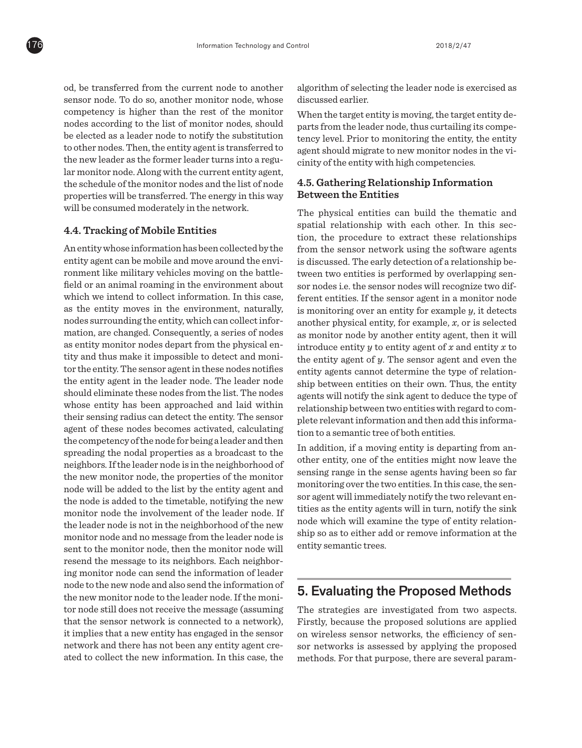od, be transferred from the current node to another sensor node. To do so, another monitor node, whose competency is higher than the rest of the monitor nodes according to the list of monitor nodes, should be elected as a leader node to notify the substitution to other nodes. Then, the entity agent is transferred to the new leader as the former leader turns into a regular monitor node. Along with the current entity agent, the schedule of the monitor nodes and the list of node properties will be transferred. The energy in this way will be consumed moderately in the network.

### 4.4. Tracking of Mobile Entities

An entity whose information has been collected by the entity agent can be mobile and move around the environment like military vehicles moving on the battlefield or an animal roaming in the environment about which we intend to collect information. In this case, as the entity moves in the environment, naturally, nodes surrounding the entity, which can collect information, are changed. Consequently, a series of nodes as entity monitor nodes depart from the physical entity and thus make it impossible to detect and monitor the entity. The sensor agent in these nodes notifies the entity agent in the leader node. The leader node should eliminate these nodes from the list. The nodes whose entity has been approached and laid within their sensing radius can detect the entity. The sensor agent of these nodes becomes activated, calculating the competency of the node for being a leader and then spreading the nodal properties as a broadcast to the neighbors. If the leader node is in the neighborhood of the new monitor node, the properties of the monitor node will be added to the list by the entity agent and the node is added to the timetable, notifying the new monitor node the involvement of the leader node. If the leader node is not in the neighborhood of the new monitor node and no message from the leader node is sent to the monitor node, then the monitor node will resend the message to its neighbors. Each neighboring monitor node can send the information of leader node to the new node and also send the information of the new monitor node to the leader node. If the monitor node still does not receive the message (assuming that the sensor network is connected to a network), it implies that a new entity has engaged in the sensor network and there has not been any entity agent created to collect the new information. In this case, the algorithm of selecting the leader node is exercised as discussed earlier.

When the target entity is moving, the target entity departs from the leader node, thus curtailing its competency level. Prior to monitoring the entity, the entity agent should migrate to new monitor nodes in the vicinity of the entity with high competencies.

### 4.5. Gathering Relationship Information Between the Entities

The physical entities can build the thematic and spatial relationship with each other. In this section, the procedure to extract these relationships from the sensor network using the software agents is discussed. The early detection of a relationship between two entities is performed by overlapping sensor nodes i.e. the sensor nodes will recognize two different entities. If the sensor agent in a monitor node is monitoring over an entity for example $y$, it detects another physical entity, for example, $x$, or is selected as monitor node by another entity agent, then it will introduce entity $y$ to entity agent of $x$ and entity $x$ to the entity agent of $y$. The sensor agent and even the entity agents cannot determine the type of relationship between entities on their own. Thus, the entity agents will notify the sink agent to deduce the type of relationship between two entities with regard to complete relevant information and then add this information to a semantic tree of both entities.

In addition, if a moving entity is departing from another entity, one of the entities might now leave the sensing range in the sense agents having been so far monitoring over the two entities. In this case, the sensor agent will immediately notify the two relevant entities as the entity agents will in turn, notify the sink node which will examine the type of entity relationship so as to either add or remove information at the entity semantic trees.

## 5. Evaluating the Proposed Methods

The strategies are investigated from two aspects. Firstly, because the proposed solutions are applied on wireless sensor networks, the efficiency of sensor networks is assessed by applying the proposed methods. For that purpose, there are several param-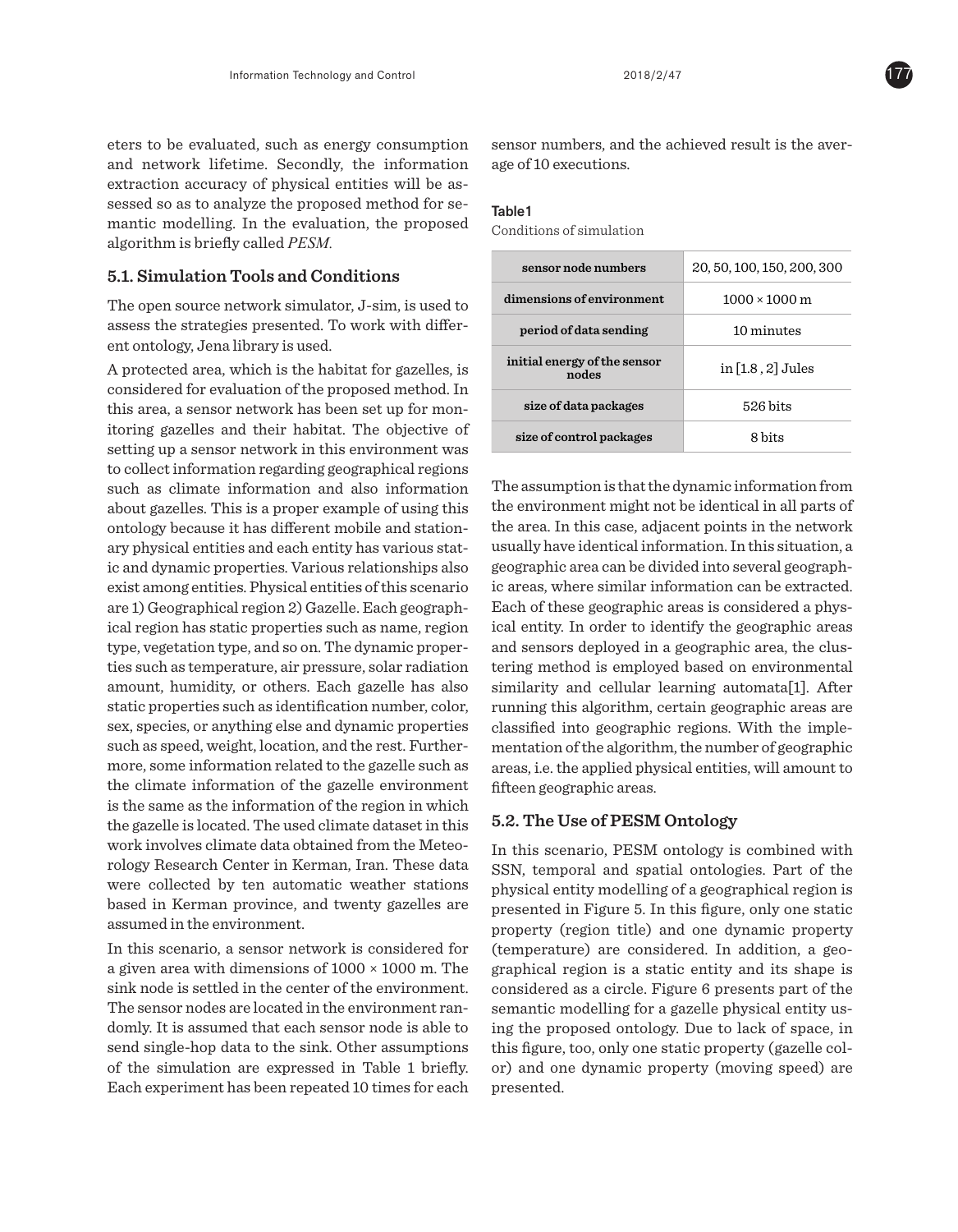eters to be evaluated, such as energy consumption and network lifetime. Secondly, the information extraction accuracy of physical entities will be assessed so as to analyze the proposed method for semantic modelling. In the evaluation, the proposed algorithm is briefly called *PESM*.

### 5.1. Simulation Tools and Conditions

The open source network simulator, J-sim, is used to assess the strategies presented. To work with different ontology, Jena library is used.

A protected area, which is the habitat for gazelles, is considered for evaluation of the proposed method. In this area, a sensor network has been set up for monitoring gazelles and their habitat. The objective of setting up a sensor network in this environment was to collect information regarding geographical regions such as climate information and also information about gazelles. This is a proper example of using this ontology because it has different mobile and stationary physical entities and each entity has various static and dynamic properties. Various relationships also exist among entities. Physical entities of this scenario are 1) Geographical region 2) Gazelle. Each geographical region has static properties such as name, region type, vegetation type, and so on. The dynamic properties such as temperature, air pressure, solar radiation amount, humidity, or others. Each gazelle has also static properties such as identification number, color, sex, species, or anything else and dynamic properties such as speed, weight, location, and the rest. Furthermore, some information related to the gazelle such as the climate information of the gazelle environment is the same as the information of the region in which the gazelle is located. The used climate dataset in this work involves climate data obtained from the Meteorology Research Center in Kerman, Iran. These data were collected by ten automatic weather stations based in Kerman province, and twenty gazelles are assumed in the environment.

In this scenario, a sensor network is considered for a given area with dimensions of 1000 × 1000 m. The sink node is settled in the center of the environment. The sensor nodes are located in the environment randomly. It is assumed that each sensor node is able to send single-hop data to the sink. Other assumptions of the simulation are expressed in Table 1 briefly. Each experiment has been repeated 10 times for each sensor numbers, and the achieved result is the average of 10 executions.

**Table 1**

Conditions of simulation

| sensor node numbers | 20, 50, 100, 150, 200, 300 |
|---|---|
| dimensions of environment | 1000 × 1000 m |
| period of data sending | 10 minutes |
| initial energy of the sensor nodes | in [1.8 , 2] Jules |
| size of data packages | 526 bits |
| size of control packages | 8 bits |

The assumption is that the dynamic information from the environment might not be identical in all parts of the area. In this case, adjacent points in the network usually have identical information. In this situation, a geographic area can be divided into several geographic areas, where similar information can be extracted. Each of these geographic areas is considered a physical entity. In order to identify the geographic areas and sensors deployed in a geographic area, the clustering method is employed based on environmental similarity and cellular learning automata[1]. After running this algorithm, certain geographic areas are classified into geographic regions. With the implementation of the algorithm, the number of geographic areas, i.e. the applied physical entities, will amount to fifteen geographic areas.

### 5.2. The Use of PESM Ontology

In this scenario, PESM ontology is combined with SSN, temporal and spatial ontologies. Part of the physical entity modelling of a geographical region is presented in Figure 5. In this figure, only one static property (region title) and one dynamic property (temperature) are considered. In addition, a geographical region is a static entity and its shape is considered as a circle. Figure 6 presents part of the semantic modelling for a gazelle physical entity using the proposed ontology. Due to lack of space, in this figure, too, only one static property (gazelle color) and one dynamic property (moving speed) are presented.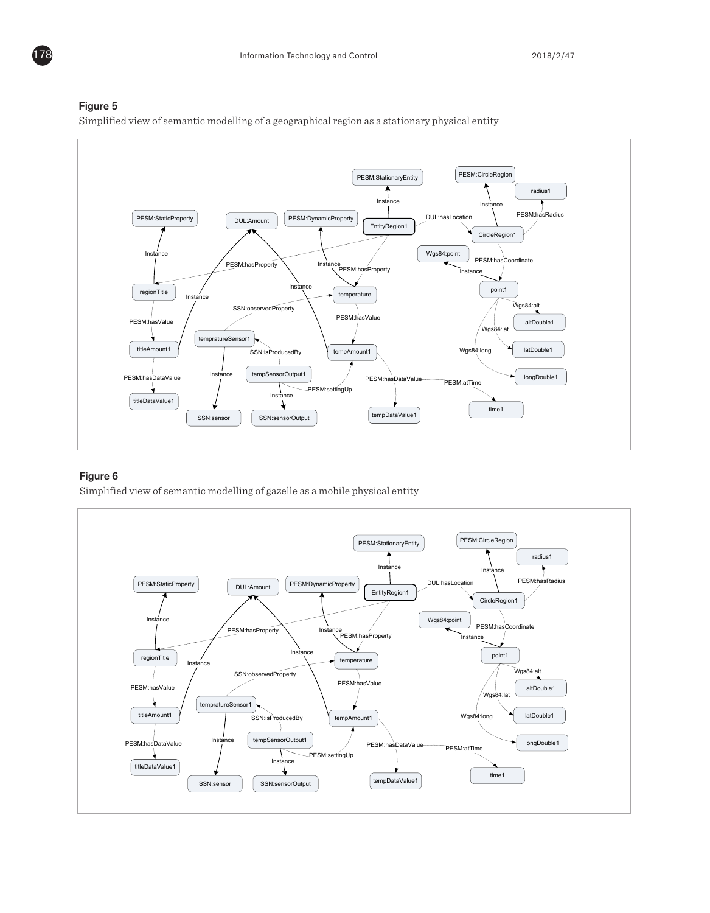**Figure 5**

Simplified view of semantic modelling of a geographical region as a stationary physical entity

**Figure 6**

Simplified view of semantic modelling of gazelle as a mobile physical entity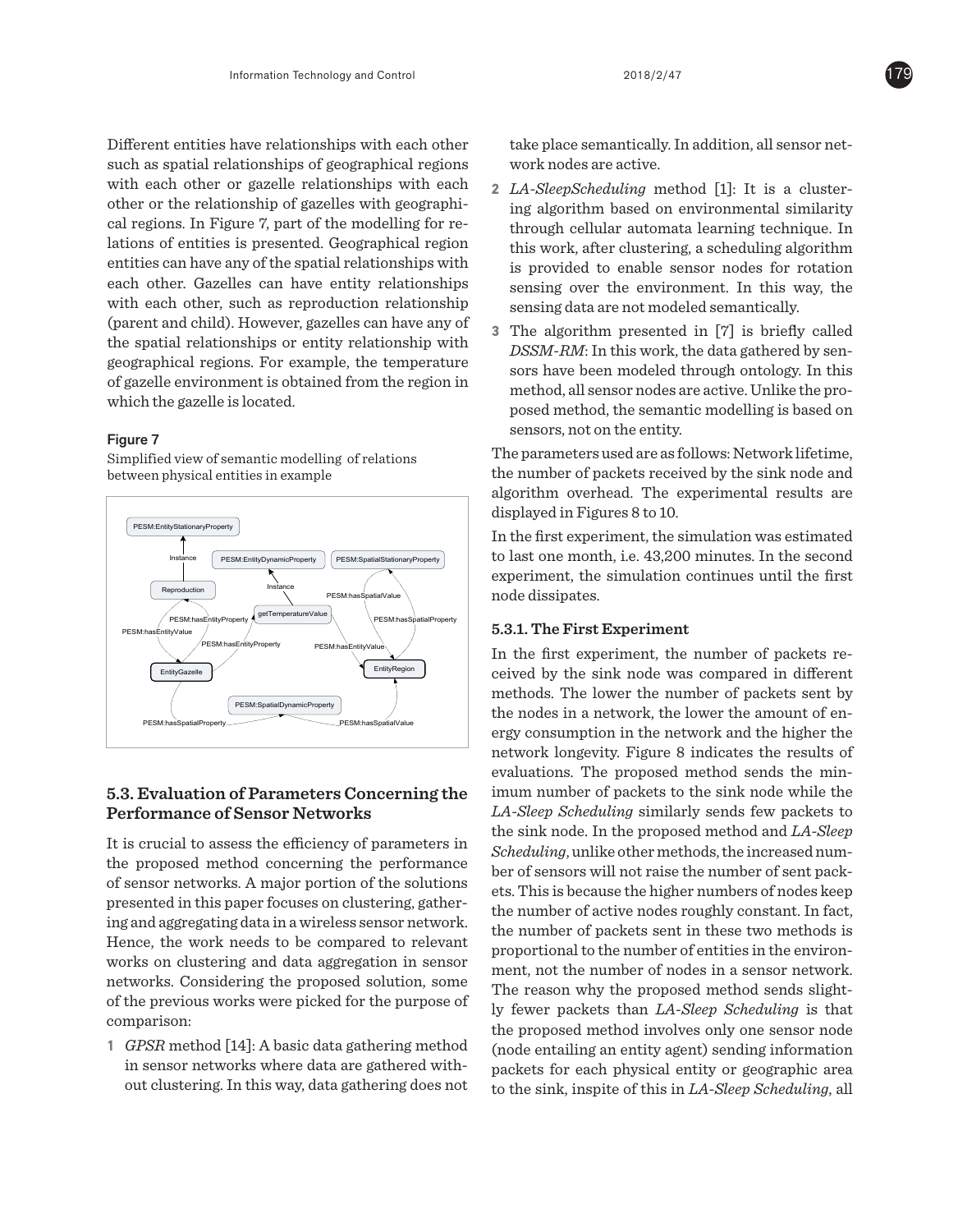Different entities have relationships with each other such as spatial relationships of geographical regions with each other or gazelle relationships with each other or the relationship of gazelles with geographical regions. In Figure 7, part of the modelling for relations of entities is presented. Geographical region entities can have any of the spatial relationships with each other. Gazelles can have entity relationships with each other, such as reproduction relationship (parent and child). However, gazelles can have any of the spatial relationships or entity relationship with geographical regions. For example, the temperature of gazelle environment is obtained from the region in which the gazelle is located.

**Figure 7**

Simplified view of semantic modelling of relations between physical entities in example

## 5.3. Evaluation of Parameters Concerning the Performance of Sensor Networks

It is crucial to assess the efficiency of parameters in the proposed method concerning the performance of sensor networks. A major portion of the solutions presented in this paper focuses on clustering, gathering and aggregating data in a wireless sensor network. Hence, the work needs to be compared to relevant works on clustering and data aggregation in sensor networks. Considering the proposed solution, some of the previous works were picked for the purpose of comparison:

1. *GPSR* method [14]: A basic data gathering method in sensor networks where data are gathered without clustering. In this way, data gathering does not take place semantically. In addition, all sensor network nodes are active.
2. *LA-SleepScheduling* method [1]: It is a clustering algorithm based on environmental similarity through cellular automata learning technique. In this work, after clustering, a scheduling algorithm is provided to enable sensor nodes for rotation sensing over the environment. In this way, the sensing data are not modeled semantically.
3. The algorithm presented in [7] is briefly called *DSSM-RM*: In this work, the data gathered by sensors have been modeled through ontology. In this method, all sensor nodes are active. Unlike the proposed method, the semantic modelling is based on sensors, not on the entity.

The parameters used are as follows: Network lifetime, the number of packets received by the sink node and algorithm overhead. The experimental results are displayed in Figures 8 to 10.

In the first experiment, the simulation was estimated to last one month, i.e. 43,200 minutes. In the second experiment, the simulation continues until the first node dissipates.

### 5.3.1. The First Experiment

In the first experiment, the number of packets received by the sink node was compared in different methods. The lower the number of packets sent by the nodes in a network, the lower the amount of energy consumption in the network and the higher the network longevity. Figure 8 indicates the results of evaluations. The proposed method sends the minimum number of packets to the sink node while the *LA-Sleep Scheduling* similarly sends few packets to the sink node. In the proposed method and *LA-Sleep Scheduling*, unlike other methods, the increased number of sensors will not raise the number of sent packets. This is because the higher numbers of nodes keep the number of active nodes roughly constant. In fact, the number of packets sent in these two methods is proportional to the number of entities in the environment, not the number of nodes in a sensor network. The reason why the proposed method sends slightly fewer packets than *LA-Sleep Scheduling* is that the proposed method involves only one sensor node (node entailing an entity agent) sending information packets for each physical entity or geographic area to the sink, inspite of this in *LA-Sleep Scheduling*, all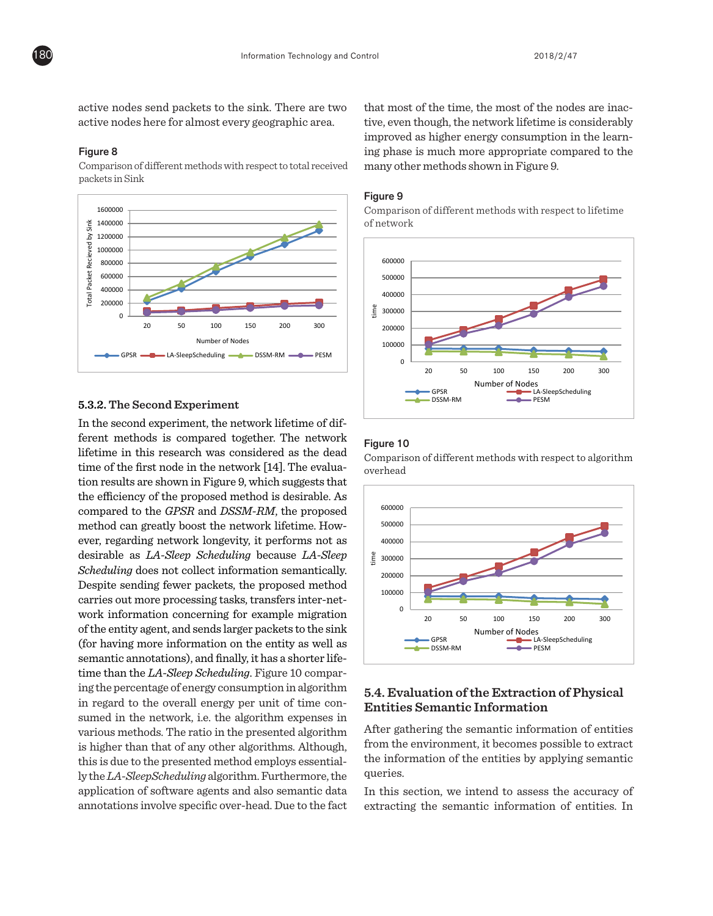active nodes send packets to the sink. There are two active nodes here for almost every geographic area.

**Figure 8**

Comparison of different methods with respect to total received packets in Sink

### 5.3.2. The Second Experiment

In the second experiment, the network lifetime of different methods is compared together. The network lifetime in this research was considered as the dead time of the first node in the network [14]. The evaluation results are shown in Figure 9, which suggests that the efficiency of the proposed method is desirable. As compared to the *GPSR* and *DSSM-RM*, the proposed method can greatly boost the network lifetime. However, regarding network longevity, it performs not as desirable as *LA-Sleep Scheduling* because *LA-Sleep Scheduling* does not collect information semantically. Despite sending fewer packets, the proposed method carries out more processing tasks, transfers inter-network information concerning for example migration of the entity agent, and sends larger packets to the sink (for having more information on the entity as well as semantic annotations), and finally, it has a shorter lifetime than the *LA-Sleep Scheduling*. Figure 10 comparing the percentage of energy consumption in algorithm in regard to the overall energy per unit of time consumed in the network, i.e. the algorithm expenses in various methods. The ratio in the presented algorithm is higher than that of any other algorithms. Although, this is due to the presented method employs essentially the *LA-SleepScheduling* algorithm. Furthermore, the application of software agents and also semantic data annotations involve specific over-head. Due to the fact that most of the time, the most of the nodes are inactive, even though, the network lifetime is considerably improved as higher energy consumption in the learning phase is much more appropriate compared to the many other methods shown in Figure 9.

**Figure 9**

Comparison of different methods with respect to lifetime of network

**Figure 10**

Comparison of different methods with respect to algorithm overhead

## 5.4. Evaluation of the Extraction of Physical Entities Semantic Information

After gathering the semantic information of entities from the environment, it becomes possible to extract the information of the entities by applying semantic queries.

In this section, we intend to assess the accuracy of extracting the semantic information of entities. In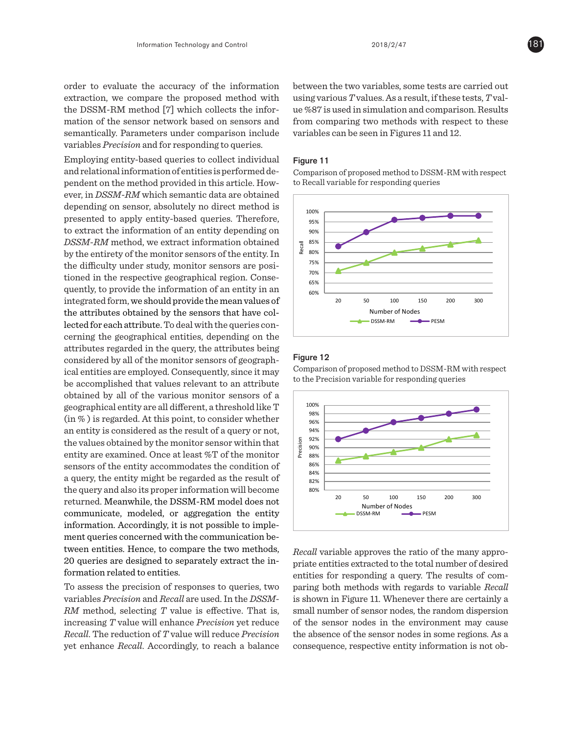order to evaluate the accuracy of the information extraction, we compare the proposed method with the DSSM-RM method [7] which collects the information of the sensor network based on sensors and semantically. Parameters under comparison include variables *Precision* and for responding to queries.

Employing entity-based queries to collect individual and relational information of entities is performed dependent on the method provided in this article. However, in *DSSM-RM* which semantic data are obtained depending on sensor, absolutely no direct method is presented to apply entity-based queries. Therefore, to extract the information of an entity depending on *DSSM-RM* method, we extract information obtained by the entirety of the monitor sensors of the entity. In the difficulty under study, monitor sensors are positioned in the respective geographical region. Consequently, to provide the information of an entity in an integrated form, we should provide the mean values of the attributes obtained by the sensors that have collected for each attribute. To deal with the queries concerning the geographical entities, depending on the attributes regarded in the query, the attributes being considered by all of the monitor sensors of geographical entities are employed. Consequently, since it may be accomplished that values relevant to an attribute obtained by all of the various monitor sensors of a geographical entity are all different, a threshold like T (in % ) is regarded. At this point, to consider whether an entity is considered as the result of a query or not, the values obtained by the monitor sensor within that entity are examined. Once at least %T of the monitor sensors of the entity accommodates the condition of a query, the entity might be regarded as the result of the query and also its proper information will become returned. Meanwhile, the DSSM-RM model does not communicate, modeled, or aggregation the entity information. Accordingly, it is not possible to implement queries concerned with the communication between entities. Hence, to compare the two methods, 20 queries are designed to separately extract the information related to entities.

To assess the precision of responses to queries, two variables *Precision* and *Recall* are used. In the *DSSM-RM* method, selecting *T* value is effective. That is, increasing *T* value will enhance *Precision* yet reduce *Recall*. The reduction of *T* value will reduce *Precision* yet enhance *Recall*. Accordingly, to reach a balance between the two variables, some tests are carried out using various *T* values. As a result, if these tests, *T* value %87 is used in simulation and comparison. Results from comparing two methods with respect to these variables can be seen in Figures 11 and 12.

**Figure 11**

Comparison of proposed method to DSSM-RM with respect to Recall variable for responding queries

**Figure 12**

Comparison of proposed method to DSSM-RM with respect to the Precision variable for responding queries

*Recall* variable approves the ratio of the many appropriate entities extracted to the total number of desired entities for responding a query. The results of comparing both methods with regards to variable *Recall* is shown in Figure 11. Whenever there are certainly a small number of sensor nodes, the random dispersion of the sensor nodes in the environment may cause the absence of the sensor nodes in some regions. As a consequence, respective entity information is not ob-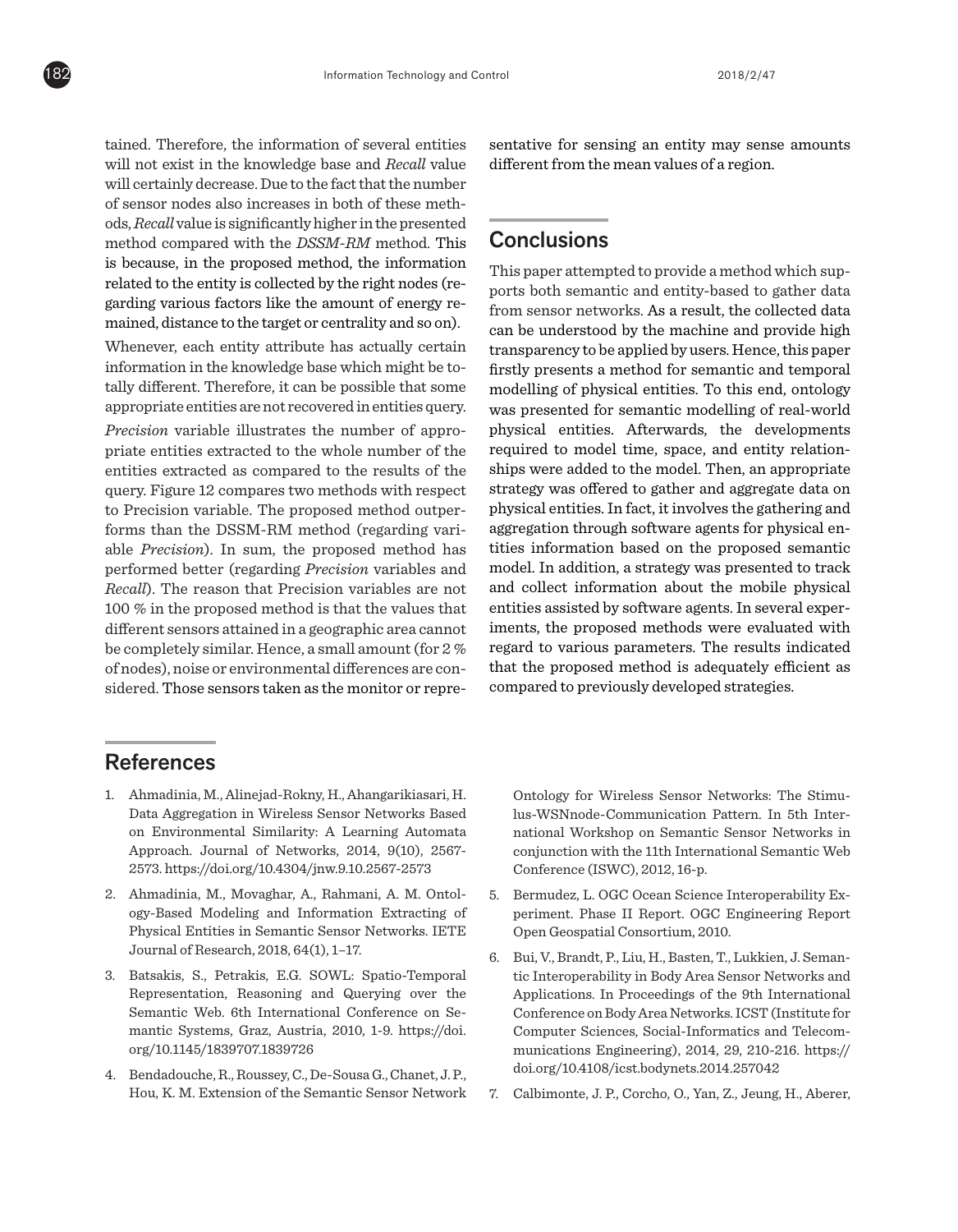tained. Therefore, the information of several entities will not exist in the knowledge base and *Recall* value will certainly decrease. Due to the fact that the number of sensor nodes also increases in both of these methods, *Recall* value is significantly higher in the presented method compared with the *DSSM-RM* method. This is because, in the proposed method, the information related to the entity is collected by the right nodes (regarding various factors like the amount of energy remained, distance to the target or centrality and so on).

Whenever, each entity attribute has actually certain information in the knowledge base which might be totally different. Therefore, it can be possible that some appropriate entities are not recovered in entities query.

*Precision* variable illustrates the number of appropriate entities extracted to the whole number of the entities extracted as compared to the results of the query. Figure 12 compares two methods with respect to Precision variable. The proposed method outperforms than the DSSM-RM method (regarding variable *Precision*). In sum, the proposed method has performed better (regarding *Precision* variables and *Recall*). The reason that Precision variables are not 100 % in the proposed method is that the values that different sensors attained in a geographic area cannot be completely similar. Hence, a small amount (for 2 % of nodes), noise or environmental differences are considered. Those sensors taken as the monitor or representative for sensing an entity may sense amounts different from the mean values of a region.

## Conclusions

This paper attempted to provide a method which supports both semantic and entity-based to gather data from sensor networks. As a result, the collected data can be understood by the machine and provide high transparency to be applied by users. Hence, this paper firstly presents a method for semantic and temporal modelling of physical entities. To this end, ontology was presented for semantic modelling of real-world physical entities. Afterwards, the developments required to model time, space, and entity relationships were added to the model. Then, an appropriate strategy was offered to gather and aggregate data on physical entities. In fact, it involves the gathering and aggregation through software agents for physical entities information based on the proposed semantic model. In addition, a strategy was presented to track and collect information about the mobile physical entities assisted by software agents. In several experiments, the proposed methods were evaluated with regard to various parameters. The results indicated that the proposed method is adequately efficient as compared to previously developed strategies.

## References

1. Ahmadinia, M., Alinejad-Rokny, H., Ahangarikiasari, H. Data Aggregation in Wireless Sensor Networks Based on Environmental Similarity: A Learning Automata Approach. Journal of Networks, 2014, 9(10), 2567-2573. https://doi.org/10.4304/jnw.9.10.2567-2573
2. Ahmadinia, M., Movaghar, A., Rahmani, A. M. Ontology-Based Modeling and Information Extracting of Physical Entities in Semantic Sensor Networks. IETE Journal of Research, 2018, 64(1), 1–17.
3. Batsakis, S., Petrakis, E.G. SOWL: Spatio-Temporal Representation, Reasoning and Querying over the Semantic Web. 6th International Conference on Semantic Systems, Graz, Austria, 2010, 1-9. https://doi.org/10.1145/1839707.1839726
4. Bendadouche, R., Roussey, C., De-Sousa G., Chanet, J. P., Hou, K. M. Extension of the Semantic Sensor Network Ontology for Wireless Sensor Networks: The Stimulus-WSNnode-Communication Pattern. In 5th International Workshop on Semantic Sensor Networks in conjunction with the 11th International Semantic Web Conference (ISWC), 2012, 16-p.
5. Bermudez, L. OGC Ocean Science Interoperability Experiment. Phase II Report. OGC Engineering Report Open Geospatial Consortium, 2010.
6. Bui, V., Brandt, P., Liu, H., Basten, T., Lukkien, J. Semantic Interoperability in Body Area Sensor Networks and Applications. In Proceedings of the 9th International Conference on Body Area Networks. ICST (Institute for Computer Sciences, Social-Informatics and Telecommunications Engineering), 2014, 29, 210-216. https://doi.org/10.4108/icst.bodynets.2014.257042
7. Calbimonte, J. P., Corcho, O., Yan, Z., Jeung, H., Aberer,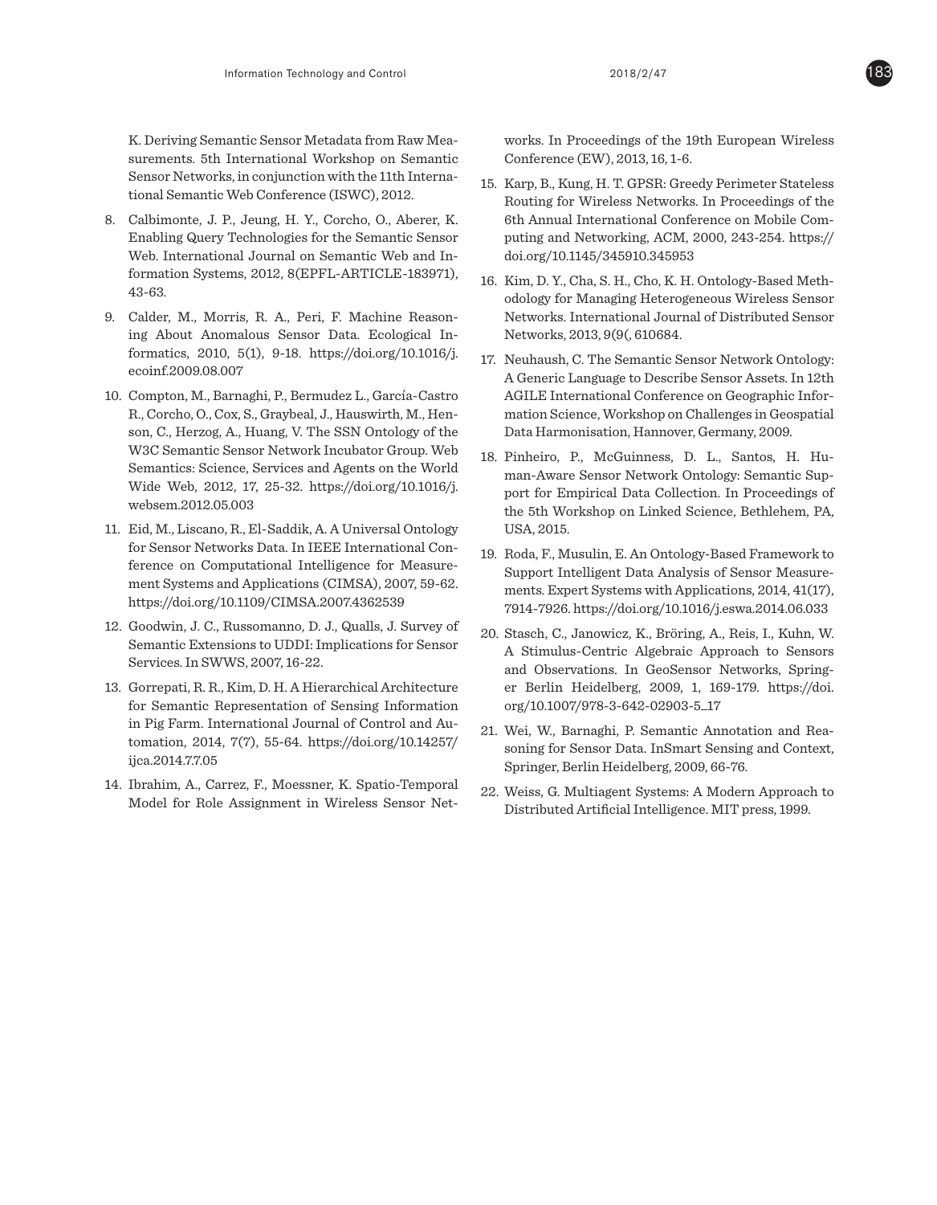K. Deriving Semantic Sensor Metadata from Raw Measurements. 5th International Workshop on Semantic Sensor Networks, in conjunction with the 11th International Semantic Web Conference (ISWC), 2012.

8. Calbimonte, J. P., Jeung, H. Y., Corcho, O., Aberer, K. Enabling Query Technologies for the Semantic Sensor Web. International Journal on Semantic Web and Information Systems, 2012, 8(EPFL-ARTICLE-183971), 43-63.

9. Calder, M., Morris, R. A., Peri, F. Machine Reasoning About Anomalous Sensor Data. Ecological Informatics, 2010, 5(1), 9-18. https://doi.org/10.1016/j.ecoinf.2009.08.007

10. Compton, M., Barnaghi, P., Bermudez L., García-Castro R., Corcho, O., Cox, S., Graybeal, J., Hauswirth, M., Henson, C., Herzog, A., Huang, V. The SSN Ontology of the W3C Semantic Sensor Network Incubator Group. Web Semantics: Science, Services and Agents on the World Wide Web, 2012, 17, 25-32. https://doi.org/10.1016/j.websem.2012.05.003

11. Eid, M., Liscano, R., El-Saddik, A. A Universal Ontology for Sensor Networks Data. In IEEE International Conference on Computational Intelligence for Measurement Systems and Applications (CIMSA), 2007, 59-62. https://doi.org/10.1109/CIMSA.2007.4362539

12. Goodwin, J. C., Russomanno, D. J., Qualls, J. Survey of Semantic Extensions to UDDI: Implications for Sensor Services. In SWWS, 2007, 16-22.

13. Gorrepati, R. R., Kim, D. H. A Hierarchical Architecture for Semantic Representation of Sensing Information in Pig Farm. International Journal of Control and Automation, 2014, 7(7), 55-64. https://doi.org/10.14257/ijca.2014.7.7.05

14. Ibrahim, A., Carrez, F., Moessner, K. Spatio-Temporal Model for Role Assignment in Wireless Sensor Networks. In Proceedings of the 19th European Wireless Conference (EW), 2013, 16, 1-6.

15. Karp, B., Kung, H. T. GPSR: Greedy Perimeter Stateless Routing for Wireless Networks. In Proceedings of the 6th Annual International Conference on Mobile Computing and Networking, ACM, 2000, 243-254. https://doi.org/10.1145/345910.345953

16. Kim, D. Y., Cha, S. H., Cho, K. H. Ontology-Based Methodology for Managing Heterogeneous Wireless Sensor Networks. International Journal of Distributed Sensor Networks, 2013, 9(9(, 610684.

17. Neuhaush, C. The Semantic Sensor Network Ontology: A Generic Language to Describe Sensor Assets. In 12th AGILE International Conference on Geographic Information Science, Workshop on Challenges in Geospatial Data Harmonisation, Hannover, Germany, 2009.

18. Pinheiro, P., McGuinness, D. L., Santos, H. Human-Aware Sensor Network Ontology: Semantic Support for Empirical Data Collection. In Proceedings of the 5th Workshop on Linked Science, Bethlehem, PA, USA, 2015.

19. Roda, F., Musulin, E. An Ontology-Based Framework to Support Intelligent Data Analysis of Sensor Measurements. Expert Systems with Applications, 2014, 41(17), 7914-7926. https://doi.org/10.1016/j.eswa.2014.06.033

20. Stasch, C., Janowicz, K., Bröring, A., Reis, I., Kuhn, W. A Stimulus-Centric Algebraic Approach to Sensors and Observations. In GeoSensor Networks, Springer Berlin Heidelberg, 2009, 1, 169-179. https://doi.org/10.1007/978-3-642-02903-5_17

21. Wei, W., Barnaghi, P. Semantic Annotation and Reasoning for Sensor Data. InSmart Sensing and Context, Springer, Berlin Heidelberg, 2009, 66-76.

22. Weiss, G. Multiagent Systems: A Modern Approach to Distributed Artificial Intelligence. MIT press, 1999.